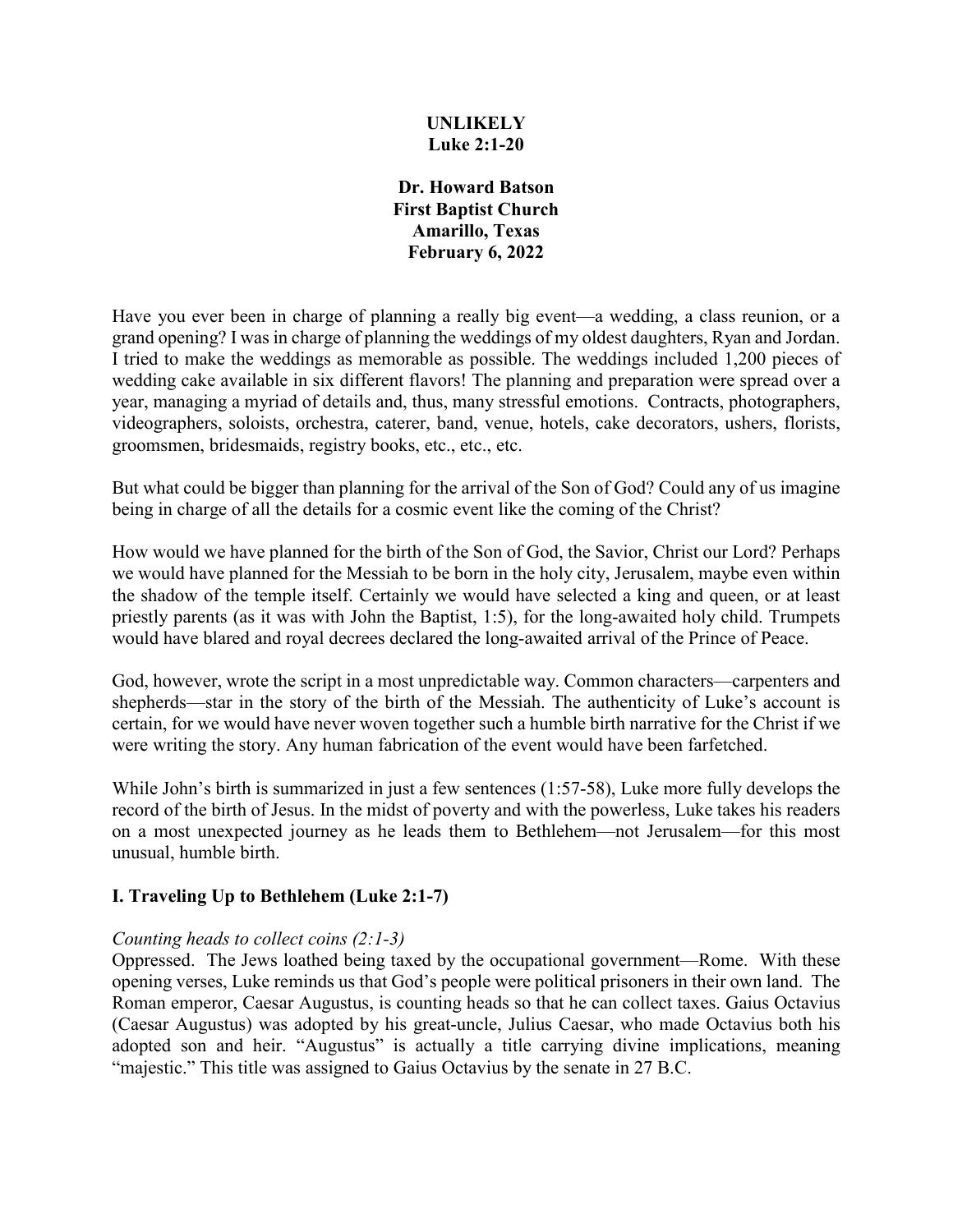# UNLIKELY
## Luke 2:1-20

**Dr. Howard Batson**
**First Baptist Church**
**Amarillo, Texas**
**February 6, 2022**

Have you ever been in charge of planning a really big event—a wedding, a class reunion, or a grand opening? I was in charge of planning the weddings of my oldest daughters, Ryan and Jordan. I tried to make the weddings as memorable as possible. The weddings included 1,200 pieces of wedding cake available in six different flavors! The planning and preparation were spread over a year, managing a myriad of details and, thus, many stressful emotions. Contracts, photographers, videographers, soloists, orchestra, caterer, band, venue, hotels, cake decorators, ushers, florists, groomsmen, bridesmaids, registry books, etc., etc., etc.

But what could be bigger than planning for the arrival of the Son of God? Could any of us imagine being in charge of all the details for a cosmic event like the coming of the Christ?

How would we have planned for the birth of the Son of God, the Savior, Christ our Lord? Perhaps we would have planned for the Messiah to be born in the holy city, Jerusalem, maybe even within the shadow of the temple itself. Certainly we would have selected a king and queen, or at least priestly parents (as it was with John the Baptist, 1:5), for the long-awaited holy child. Trumpets would have blared and royal decrees declared the long-awaited arrival of the Prince of Peace.

God, however, wrote the script in a most unpredictable way. Common characters—carpenters and shepherds—star in the story of the birth of the Messiah. The authenticity of Luke's account is certain, for we would have never woven together such a humble birth narrative for the Christ if we were writing the story. Any human fabrication of the event would have been farfetched.

While John's birth is summarized in just a few sentences (1:57-58), Luke more fully develops the record of the birth of Jesus. In the midst of poverty and with the powerless, Luke takes his readers on a most unexpected journey as he leads them to Bethlehem—not Jerusalem—for this most unusual, humble birth.

### I. Traveling Up to Bethlehem (Luke 2:1-7)

*Counting heads to collect coins (2:1-3)*

Oppressed. The Jews loathed being taxed by the occupational government—Rome. With these opening verses, Luke reminds us that God's people were political prisoners in their own land. The Roman emperor, Caesar Augustus, is counting heads so that he can collect taxes. Gaius Octavius (Caesar Augustus) was adopted by his great-uncle, Julius Caesar, who made Octavius both his adopted son and heir. "Augustus" is actually a title carrying divine implications, meaning "majestic." This title was assigned to Gaius Octavius by the senate in 27 B.C.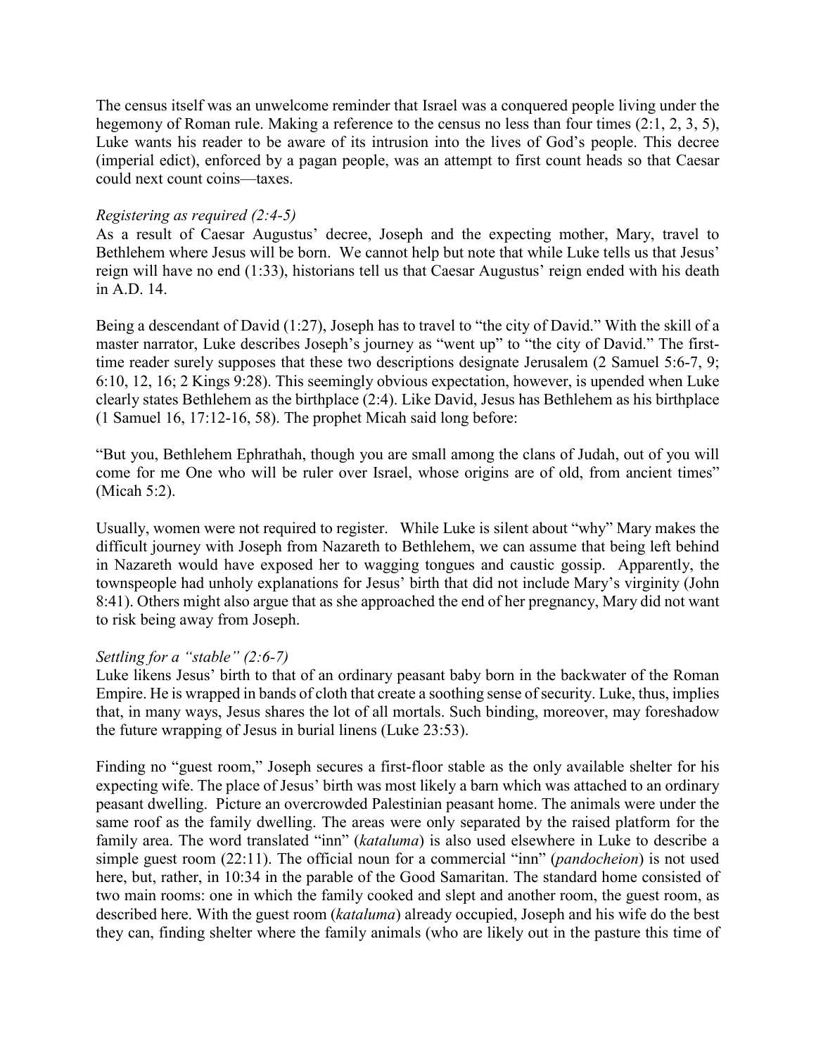The census itself was an unwelcome reminder that Israel was a conquered people living under the hegemony of Roman rule. Making a reference to the census no less than four times (2:1, 2, 3, 5), Luke wants his reader to be aware of its intrusion into the lives of God's people. This decree (imperial edict), enforced by a pagan people, was an attempt to first count heads so that Caesar could next count coins—taxes.

*Registering as required (2:4-5)*

As a result of Caesar Augustus' decree, Joseph and the expecting mother, Mary, travel to Bethlehem where Jesus will be born. We cannot help but note that while Luke tells us that Jesus' reign will have no end (1:33), historians tell us that Caesar Augustus' reign ended with his death in A.D. 14.

Being a descendant of David (1:27), Joseph has to travel to "the city of David." With the skill of a master narrator, Luke describes Joseph's journey as "went up" to "the city of David." The first-time reader surely supposes that these two descriptions designate Jerusalem (2 Samuel 5:6-7, 9; 6:10, 12, 16; 2 Kings 9:28). This seemingly obvious expectation, however, is upended when Luke clearly states Bethlehem as the birthplace (2:4). Like David, Jesus has Bethlehem as his birthplace (1 Samuel 16, 17:12-16, 58). The prophet Micah said long before:

"But you, Bethlehem Ephrathah, though you are small among the clans of Judah, out of you will come for me One who will be ruler over Israel, whose origins are of old, from ancient times" (Micah 5:2).

Usually, women were not required to register. While Luke is silent about "why" Mary makes the difficult journey with Joseph from Nazareth to Bethlehem, we can assume that being left behind in Nazareth would have exposed her to wagging tongues and caustic gossip. Apparently, the townspeople had unholy explanations for Jesus' birth that did not include Mary's virginity (John 8:41). Others might also argue that as she approached the end of her pregnancy, Mary did not want to risk being away from Joseph.

*Settling for a "stable" (2:6-7)*

Luke likens Jesus' birth to that of an ordinary peasant baby born in the backwater of the Roman Empire. He is wrapped in bands of cloth that create a soothing sense of security. Luke, thus, implies that, in many ways, Jesus shares the lot of all mortals. Such binding, moreover, may foreshadow the future wrapping of Jesus in burial linens (Luke 23:53).

Finding no "guest room," Joseph secures a first-floor stable as the only available shelter for his expecting wife. The place of Jesus' birth was most likely a barn which was attached to an ordinary peasant dwelling. Picture an overcrowded Palestinian peasant home. The animals were under the same roof as the family dwelling. The areas were only separated by the raised platform for the family area. The word translated "inn" (*kataluma*) is also used elsewhere in Luke to describe a simple guest room (22:11). The official noun for a commercial "inn" (*pandocheion*) is not used here, but, rather, in 10:34 in the parable of the Good Samaritan. The standard home consisted of two main rooms: one in which the family cooked and slept and another room, the guest room, as described here. With the guest room (*kataluma*) already occupied, Joseph and his wife do the best they can, finding shelter where the family animals (who are likely out in the pasture this time of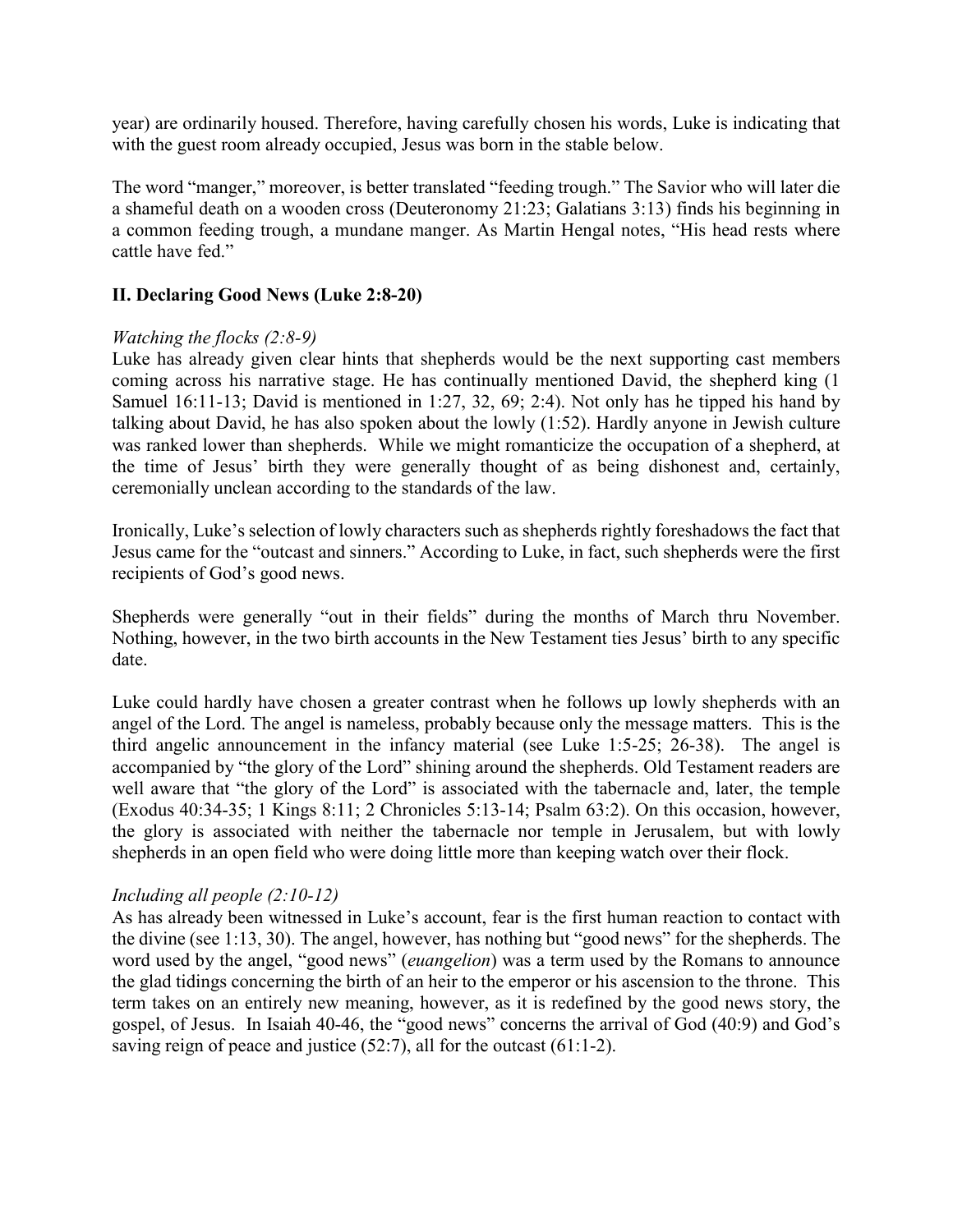year) are ordinarily housed. Therefore, having carefully chosen his words, Luke is indicating that with the guest room already occupied, Jesus was born in the stable below.

The word "manger," moreover, is better translated "feeding trough." The Savior who will later die a shameful death on a wooden cross (Deuteronomy 21:23; Galatians 3:13) finds his beginning in a common feeding trough, a mundane manger. As Martin Hengal notes, "His head rests where cattle have fed."

## II. Declaring Good News (Luke 2:8-20)

*Watching the flocks (2:8-9)*

Luke has already given clear hints that shepherds would be the next supporting cast members coming across his narrative stage. He has continually mentioned David, the shepherd king (1 Samuel 16:11-13; David is mentioned in 1:27, 32, 69; 2:4). Not only has he tipped his hand by talking about David, he has also spoken about the lowly (1:52). Hardly anyone in Jewish culture was ranked lower than shepherds. While we might romanticize the occupation of a shepherd, at the time of Jesus' birth they were generally thought of as being dishonest and, certainly, ceremonially unclean according to the standards of the law.

Ironically, Luke's selection of lowly characters such as shepherds rightly foreshadows the fact that Jesus came for the "outcast and sinners." According to Luke, in fact, such shepherds were the first recipients of God's good news.

Shepherds were generally "out in their fields" during the months of March thru November. Nothing, however, in the two birth accounts in the New Testament ties Jesus' birth to any specific date.

Luke could hardly have chosen a greater contrast when he follows up lowly shepherds with an angel of the Lord. The angel is nameless, probably because only the message matters. This is the third angelic announcement in the infancy material (see Luke 1:5-25; 26-38). The angel is accompanied by "the glory of the Lord" shining around the shepherds. Old Testament readers are well aware that "the glory of the Lord" is associated with the tabernacle and, later, the temple (Exodus 40:34-35; 1 Kings 8:11; 2 Chronicles 5:13-14; Psalm 63:2). On this occasion, however, the glory is associated with neither the tabernacle nor temple in Jerusalem, but with lowly shepherds in an open field who were doing little more than keeping watch over their flock.

*Including all people (2:10-12)*

As has already been witnessed in Luke's account, fear is the first human reaction to contact with the divine (see 1:13, 30). The angel, however, has nothing but "good news" for the shepherds. The word used by the angel, "good news" (*euangelion*) was a term used by the Romans to announce the glad tidings concerning the birth of an heir to the emperor or his ascension to the throne. This term takes on an entirely new meaning, however, as it is redefined by the good news story, the gospel, of Jesus. In Isaiah 40-46, the "good news" concerns the arrival of God (40:9) and God's saving reign of peace and justice (52:7), all for the outcast (61:1-2).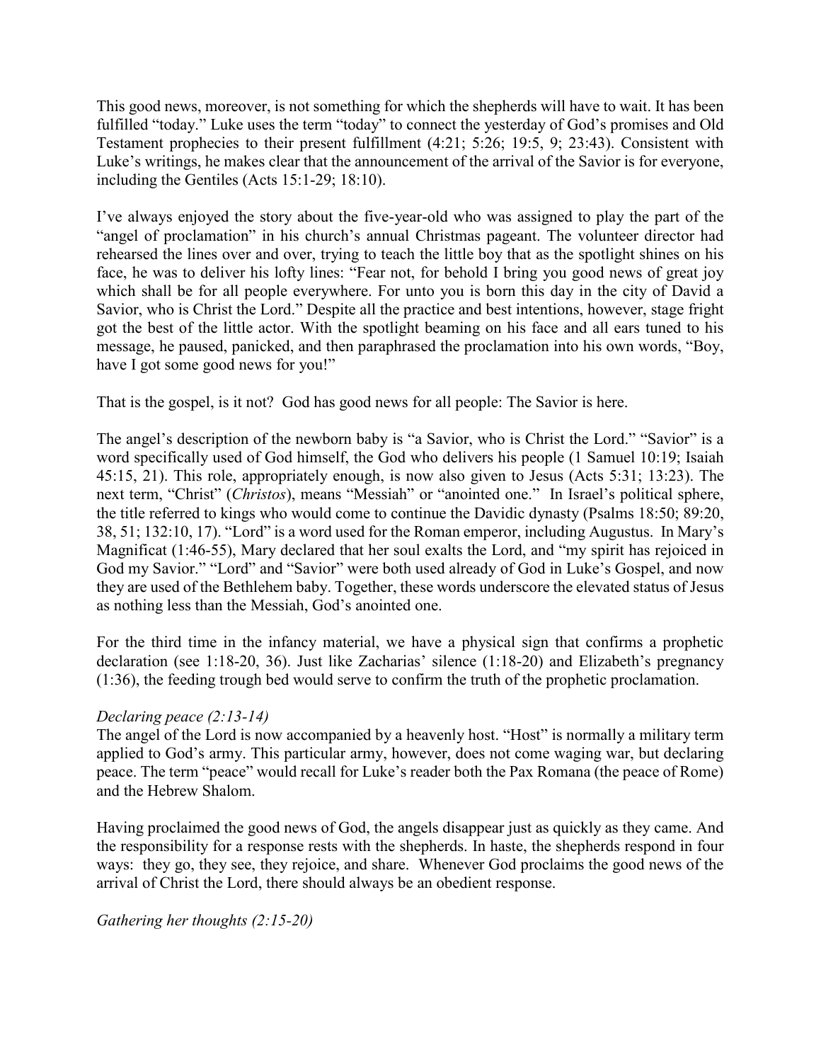This good news, moreover, is not something for which the shepherds will have to wait. It has been fulfilled "today." Luke uses the term "today" to connect the yesterday of God's promises and Old Testament prophecies to their present fulfillment (4:21; 5:26; 19:5, 9; 23:43). Consistent with Luke's writings, he makes clear that the announcement of the arrival of the Savior is for everyone, including the Gentiles (Acts 15:1-29; 18:10).

I've always enjoyed the story about the five-year-old who was assigned to play the part of the "angel of proclamation" in his church's annual Christmas pageant. The volunteer director had rehearsed the lines over and over, trying to teach the little boy that as the spotlight shines on his face, he was to deliver his lofty lines: "Fear not, for behold I bring you good news of great joy which shall be for all people everywhere. For unto you is born this day in the city of David a Savior, who is Christ the Lord." Despite all the practice and best intentions, however, stage fright got the best of the little actor. With the spotlight beaming on his face and all ears tuned to his message, he paused, panicked, and then paraphrased the proclamation into his own words, "Boy, have I got some good news for you!"

That is the gospel, is it not? God has good news for all people: The Savior is here.

The angel's description of the newborn baby is "a Savior, who is Christ the Lord." "Savior" is a word specifically used of God himself, the God who delivers his people (1 Samuel 10:19; Isaiah 45:15, 21). This role, appropriately enough, is now also given to Jesus (Acts 5:31; 13:23). The next term, "Christ" (*Christos*), means "Messiah" or "anointed one." In Israel's political sphere, the title referred to kings who would come to continue the Davidic dynasty (Psalms 18:50; 89:20, 38, 51; 132:10, 17). "Lord" is a word used for the Roman emperor, including Augustus. In Mary's Magnificat (1:46-55), Mary declared that her soul exalts the Lord, and "my spirit has rejoiced in God my Savior." "Lord" and "Savior" were both used already of God in Luke's Gospel, and now they are used of the Bethlehem baby. Together, these words underscore the elevated status of Jesus as nothing less than the Messiah, God's anointed one.

For the third time in the infancy material, we have a physical sign that confirms a prophetic declaration (see 1:18-20, 36). Just like Zacharias' silence (1:18-20) and Elizabeth's pregnancy (1:36), the feeding trough bed would serve to confirm the truth of the prophetic proclamation.

*Declaring peace (2:13-14)*

The angel of the Lord is now accompanied by a heavenly host. "Host" is normally a military term applied to God's army. This particular army, however, does not come waging war, but declaring peace. The term "peace" would recall for Luke's reader both the Pax Romana (the peace of Rome) and the Hebrew Shalom.

Having proclaimed the good news of God, the angels disappear just as quickly as they came. And the responsibility for a response rests with the shepherds. In haste, the shepherds respond in four ways: they go, they see, they rejoice, and share. Whenever God proclaims the good news of the arrival of Christ the Lord, there should always be an obedient response.

*Gathering her thoughts (2:15-20)*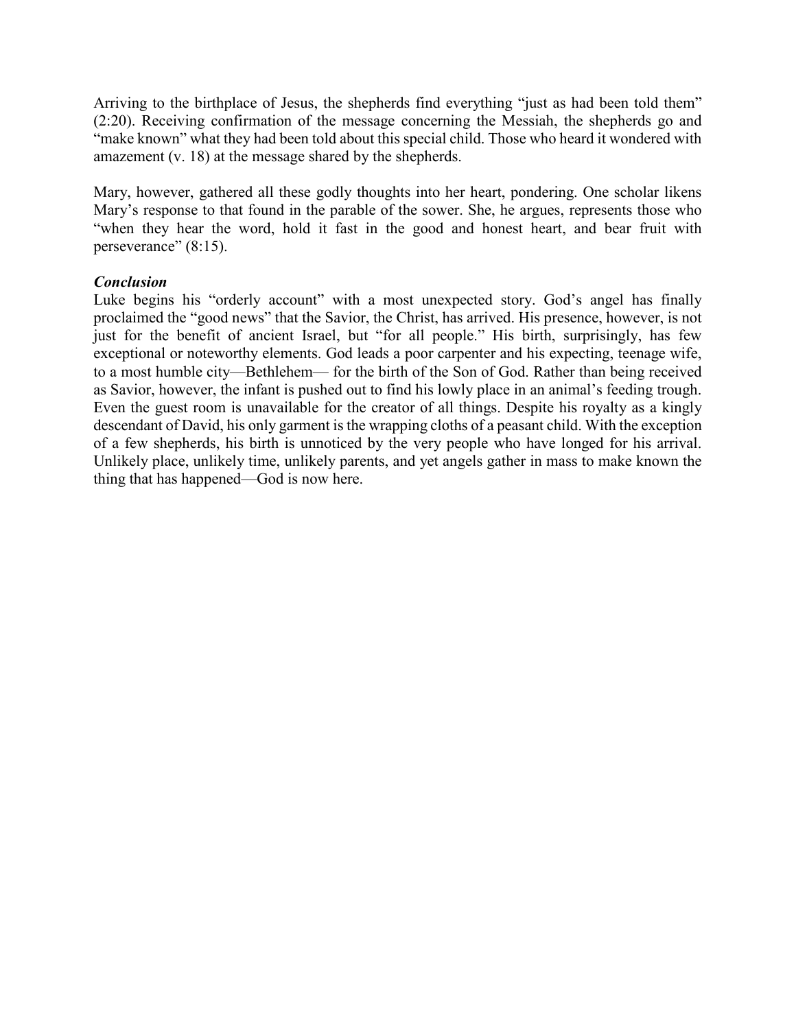Arriving to the birthplace of Jesus, the shepherds find everything "just as had been told them" (2:20). Receiving confirmation of the message concerning the Messiah, the shepherds go and "make known" what they had been told about this special child. Those who heard it wondered with amazement (v. 18) at the message shared by the shepherds.

Mary, however, gathered all these godly thoughts into her heart, pondering. One scholar likens Mary's response to that found in the parable of the sower. She, he argues, represents those who "when they hear the word, hold it fast in the good and honest heart, and bear fruit with perseverance" (8:15).

***Conclusion***

Luke begins his "orderly account" with a most unexpected story. God's angel has finally proclaimed the "good news" that the Savior, the Christ, has arrived. His presence, however, is not just for the benefit of ancient Israel, but "for all people." His birth, surprisingly, has few exceptional or noteworthy elements. God leads a poor carpenter and his expecting, teenage wife, to a most humble city—Bethlehem— for the birth of the Son of God. Rather than being received as Savior, however, the infant is pushed out to find his lowly place in an animal's feeding trough. Even the guest room is unavailable for the creator of all things. Despite his royalty as a kingly descendant of David, his only garment is the wrapping cloths of a peasant child. With the exception of a few shepherds, his birth is unnoticed by the very people who have longed for his arrival. Unlikely place, unlikely time, unlikely parents, and yet angels gather in mass to make known the thing that has happened—God is now here.